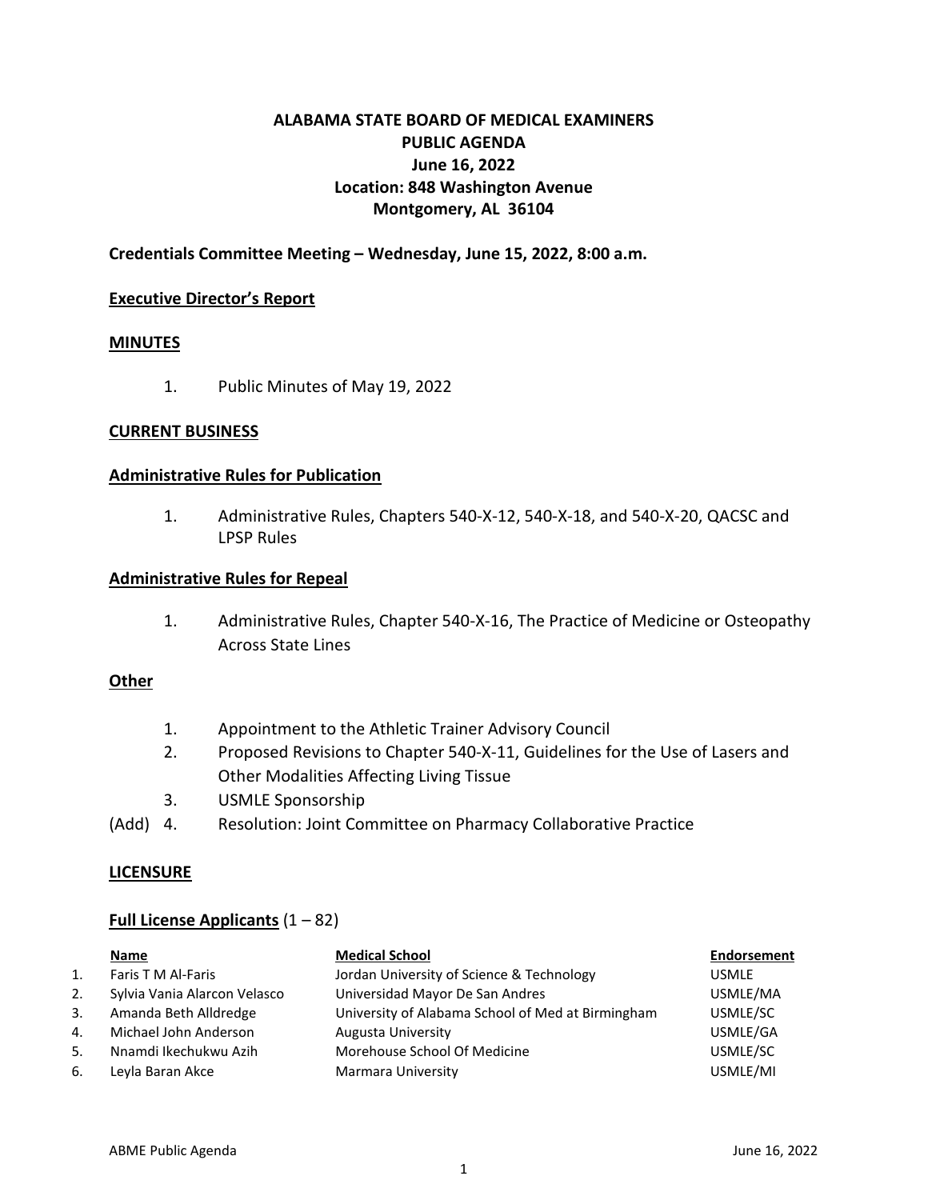# ALABAMA STATE BOARD OF MEDICAL EXAMINERS
## PUBLIC AGENDA
## June 16, 2022
## Location: 848 Washington Avenue
## Montgomery, AL 36104

**Credentials Committee Meeting – Wednesday, June 15, 2022, 8:00 a.m.**

**Executive Director's Report**

**MINUTES**

1. Public Minutes of May 19, 2022

**CURRENT BUSINESS**

**Administrative Rules for Publication**

1. Administrative Rules, Chapters 540-X-12, 540-X-18, and 540-X-20, QACSC and LPSP Rules

**Administrative Rules for Repeal**

1. Administrative Rules, Chapter 540-X-16, The Practice of Medicine or Osteopathy Across State Lines

**Other**

1. Appointment to the Athletic Trainer Advisory Council
2. Proposed Revisions to Chapter 540-X-11, Guidelines for the Use of Lasers and Other Modalities Affecting Living Tissue
3. USMLE Sponsorship

(Add) 4. Resolution: Joint Committee on Pharmacy Collaborative Practice

**LICENSURE**

**Full License Applicants** (1 – 82)

| | Name | Medical School | Endorsement |
|---|---|---|---|
| 1. | Faris T M Al-Faris | Jordan University of Science & Technology | USMLE |
| 2. | Sylvia Vania Alarcon Velasco | Universidad Mayor De San Andres | USMLE/MA |
| 3. | Amanda Beth Alldredge | University of Alabama School of Med at Birmingham | USMLE/SC |
| 4. | Michael John Anderson | Augusta University | USMLE/GA |
| 5. | Nnamdi Ikechukwu Azih | Morehouse School Of Medicine | USMLE/SC |
| 6. | Leyla Baran Akce | Marmara University | USMLE/MI |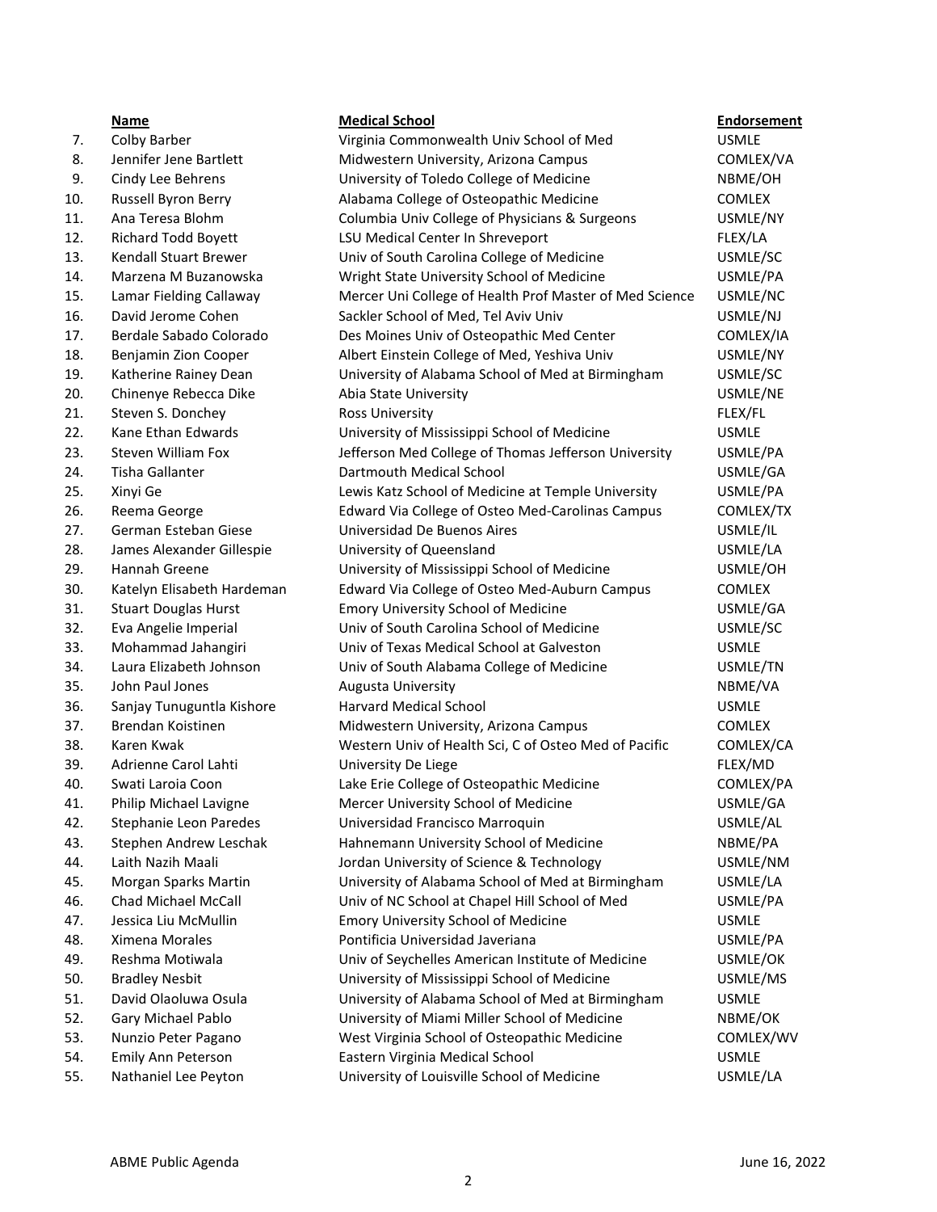| | Name | Medical School | Endorsement |
|---|---|---|---|
| 7. | Colby Barber | Virginia Commonwealth Univ School of Med | USMLE |
| 8. | Jennifer Jene Bartlett | Midwestern University, Arizona Campus | COMLEX/VA |
| 9. | Cindy Lee Behrens | University of Toledo College of Medicine | NBME/OH |
| 10. | Russell Byron Berry | Alabama College of Osteopathic Medicine | COMLEX |
| 11. | Ana Teresa Blohm | Columbia Univ College of Physicians & Surgeons | USMLE/NY |
| 12. | Richard Todd Boyett | LSU Medical Center In Shreveport | FLEX/LA |
| 13. | Kendall Stuart Brewer | Univ of South Carolina College of Medicine | USMLE/SC |
| 14. | Marzena M Buzanowska | Wright State University School of Medicine | USMLE/PA |
| 15. | Lamar Fielding Callaway | Mercer Uni College of Health Prof Master of Med Science | USMLE/NC |
| 16. | David Jerome Cohen | Sackler School of Med, Tel Aviv Univ | USMLE/NJ |
| 17. | Berdale Sabado Colorado | Des Moines Univ of Osteopathic Med Center | COMLEX/IA |
| 18. | Benjamin Zion Cooper | Albert Einstein College of Med, Yeshiva Univ | USMLE/NY |
| 19. | Katherine Rainey Dean | University of Alabama School of Med at Birmingham | USMLE/SC |
| 20. | Chinenye Rebecca Dike | Abia State University | USMLE/NE |
| 21. | Steven S. Donchey | Ross University | FLEX/FL |
| 22. | Kane Ethan Edwards | University of Mississippi School of Medicine | USMLE |
| 23. | Steven William Fox | Jefferson Med College of Thomas Jefferson University | USMLE/PA |
| 24. | Tisha Gallanter | Dartmouth Medical School | USMLE/GA |
| 25. | Xinyi Ge | Lewis Katz School of Medicine at Temple University | USMLE/PA |
| 26. | Reema George | Edward Via College of Osteo Med-Carolinas Campus | COMLEX/TX |
| 27. | German Esteban Giese | Universidad De Buenos Aires | USMLE/IL |
| 28. | James Alexander Gillespie | University of Queensland | USMLE/LA |
| 29. | Hannah Greene | University of Mississippi School of Medicine | USMLE/OH |
| 30. | Katelyn Elisabeth Hardeman | Edward Via College of Osteo Med-Auburn Campus | COMLEX |
| 31. | Stuart Douglas Hurst | Emory University School of Medicine | USMLE/GA |
| 32. | Eva Angelie Imperial | Univ of South Carolina School of Medicine | USMLE/SC |
| 33. | Mohammad Jahangiri | Univ of Texas Medical School at Galveston | USMLE |
| 34. | Laura Elizabeth Johnson | Univ of South Alabama College of Medicine | USMLE/TN |
| 35. | John Paul Jones | Augusta University | NBME/VA |
| 36. | Sanjay Tunuguntla Kishore | Harvard Medical School | USMLE |
| 37. | Brendan Koistinen | Midwestern University, Arizona Campus | COMLEX |
| 38. | Karen Kwak | Western Univ of Health Sci, C of Osteo Med of Pacific | COMLEX/CA |
| 39. | Adrienne Carol Lahti | University De Liege | FLEX/MD |
| 40. | Swati Laroia Coon | Lake Erie College of Osteopathic Medicine | COMLEX/PA |
| 41. | Philip Michael Lavigne | Mercer University School of Medicine | USMLE/GA |
| 42. | Stephanie Leon Paredes | Universidad Francisco Marroquin | USMLE/AL |
| 43. | Stephen Andrew Leschak | Hahnemann University School of Medicine | NBME/PA |
| 44. | Laith Nazih Maali | Jordan University of Science & Technology | USMLE/NM |
| 45. | Morgan Sparks Martin | University of Alabama School of Med at Birmingham | USMLE/LA |
| 46. | Chad Michael McCall | Univ of NC School at Chapel Hill School of Med | USMLE/PA |
| 47. | Jessica Liu McMullin | Emory University School of Medicine | USMLE |
| 48. | Ximena Morales | Pontificia Universidad Javeriana | USMLE/PA |
| 49. | Reshma Motiwala | Univ of Seychelles American Institute of Medicine | USMLE/OK |
| 50. | Bradley Nesbit | University of Mississippi School of Medicine | USMLE/MS |
| 51. | David Olaoluwa Osula | University of Alabama School of Med at Birmingham | USMLE |
| 52. | Gary Michael Pablo | University of Miami Miller School of Medicine | NBME/OK |
| 53. | Nunzio Peter Pagano | West Virginia School of Osteopathic Medicine | COMLEX/WV |
| 54. | Emily Ann Peterson | Eastern Virginia Medical School | USMLE |
| 55. | Nathaniel Lee Peyton | University of Louisville School of Medicine | USMLE/LA |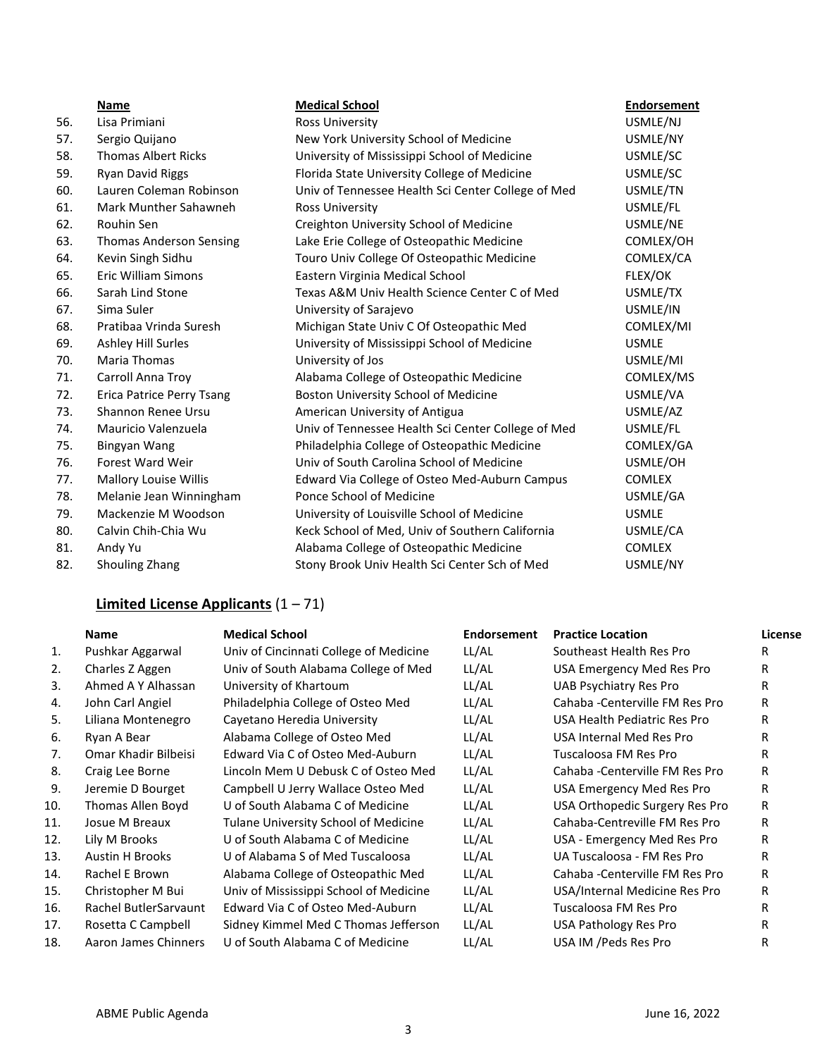| | Name | Medical School | Endorsement |
|---|---|---|---|
| 56. | Lisa Primiani | Ross University | USMLE/NJ |
| 57. | Sergio Quijano | New York University School of Medicine | USMLE/NY |
| 58. | Thomas Albert Ricks | University of Mississippi School of Medicine | USMLE/SC |
| 59. | Ryan David Riggs | Florida State University College of Medicine | USMLE/SC |
| 60. | Lauren Coleman Robinson | Univ of Tennessee Health Sci Center College of Med | USMLE/TN |
| 61. | Mark Munther Sahawneh | Ross University | USMLE/FL |
| 62. | Rouhin Sen | Creighton University School of Medicine | USMLE/NE |
| 63. | Thomas Anderson Sensing | Lake Erie College of Osteopathic Medicine | COMLEX/OH |
| 64. | Kevin Singh Sidhu | Touro Univ College Of Osteopathic Medicine | COMLEX/CA |
| 65. | Eric William Simons | Eastern Virginia Medical School | FLEX/OK |
| 66. | Sarah Lind Stone | Texas A&M Univ Health Science Center C of Med | USMLE/TX |
| 67. | Sima Suler | University of Sarajevo | USMLE/IN |
| 68. | Pratibaa Vrinda Suresh | Michigan State Univ C Of Osteopathic Med | COMLEX/MI |
| 69. | Ashley Hill Surles | University of Mississippi School of Medicine | USMLE |
| 70. | Maria Thomas | University of Jos | USMLE/MI |
| 71. | Carroll Anna Troy | Alabama College of Osteopathic Medicine | COMLEX/MS |
| 72. | Erica Patrice Perry Tsang | Boston University School of Medicine | USMLE/VA |
| 73. | Shannon Renee Ursu | American University of Antigua | USMLE/AZ |
| 74. | Mauricio Valenzuela | Univ of Tennessee Health Sci Center College of Med | USMLE/FL |
| 75. | Bingyan Wang | Philadelphia College of Osteopathic Medicine | COMLEX/GA |
| 76. | Forest Ward Weir | Univ of South Carolina School of Medicine | USMLE/OH |
| 77. | Mallory Louise Willis | Edward Via College of Osteo Med-Auburn Campus | COMLEX |
| 78. | Melanie Jean Winningham | Ponce School of Medicine | USMLE/GA |
| 79. | Mackenzie M Woodson | University of Louisville School of Medicine | USMLE |
| 80. | Calvin Chih-Chia Wu | Keck School of Med, Univ of Southern California | USMLE/CA |
| 81. | Andy Yu | Alabama College of Osteopathic Medicine | COMLEX |
| 82. | Shouling Zhang | Stony Brook Univ Health Sci Center Sch of Med | USMLE/NY |

**Limited License Applicants** (1 – 71)

| | Name | Medical School | Endorsement | Practice Location | License |
|---|---|---|---|---|---|
| 1. | Pushkar Aggarwal | Univ of Cincinnati College of Medicine | LL/AL | Southeast Health Res Pro | R |
| 2. | Charles Z Aggen | Univ of South Alabama College of Med | LL/AL | USA Emergency Med Res Pro | R |
| 3. | Ahmed A Y Alhassan | University of Khartoum | LL/AL | UAB Psychiatry Res Pro | R |
| 4. | John Carl Angiel | Philadelphia College of Osteo Med | LL/AL | Cahaba -Centerville FM Res Pro | R |
| 5. | Liliana Montenegro | Cayetano Heredia University | LL/AL | USA Health Pediatric Res Pro | R |
| 6. | Ryan A Bear | Alabama College of Osteo Med | LL/AL | USA Internal Med Res Pro | R |
| 7. | Omar Khadir Bilbeisi | Edward Via C of Osteo Med-Auburn | LL/AL | Tuscaloosa FM Res Pro | R |
| 8. | Craig Lee Borne | Lincoln Mem U Debusk C of Osteo Med | LL/AL | Cahaba -Centerville FM Res Pro | R |
| 9. | Jeremie D Bourget | Campbell U Jerry Wallace Osteo Med | LL/AL | USA Emergency Med Res Pro | R |
| 10. | Thomas Allen Boyd | U of South Alabama C of Medicine | LL/AL | USA Orthopedic Surgery Res Pro | R |
| 11. | Josue M Breaux | Tulane University School of Medicine | LL/AL | Cahaba-Centreville FM Res Pro | R |
| 12. | Lily M Brooks | U of South Alabama C of Medicine | LL/AL | USA - Emergency Med Res Pro | R |
| 13. | Austin H Brooks | U of Alabama S of Med Tuscaloosa | LL/AL | UA Tuscaloosa - FM Res Pro | R |
| 14. | Rachel E Brown | Alabama College of Osteopathic Med | LL/AL | Cahaba -Centerville FM Res Pro | R |
| 15. | Christopher M Bui | Univ of Mississippi School of Medicine | LL/AL | USA/Internal Medicine Res Pro | R |
| 16. | Rachel ButlerSarvaunt | Edward Via C of Osteo Med-Auburn | LL/AL | Tuscaloosa FM Res Pro | R |
| 17. | Rosetta C Campbell | Sidney Kimmel Med C Thomas Jefferson | LL/AL | USA Pathology Res Pro | R |
| 18. | Aaron James Chinners | U of South Alabama C of Medicine | LL/AL | USA IM /Peds Res Pro | R |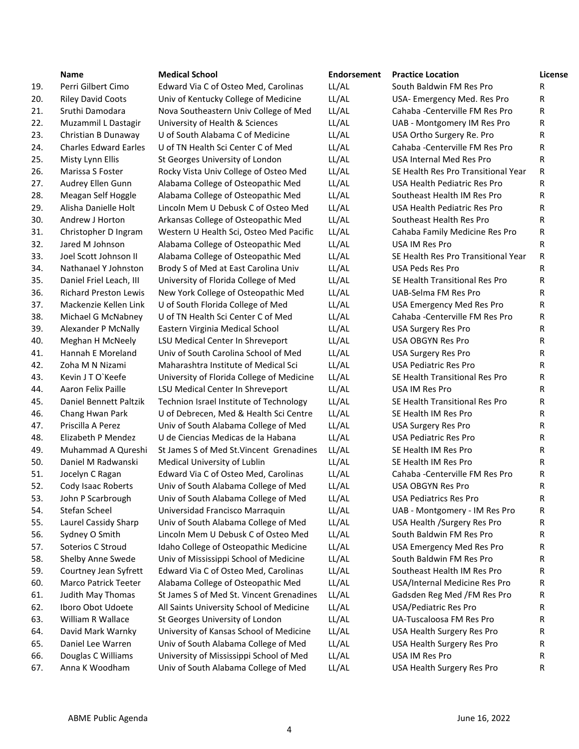| | Name | Medical School | Endorsement | Practice Location | License |
|---|---|---|---|---|---|
| 19. | Perri Gilbert Cimo | Edward Via C of Osteo Med, Carolinas | LL/AL | South Baldwin FM Res Pro | R |
| 20. | Riley David Coots | Univ of Kentucky College of Medicine | LL/AL | USA- Emergency Med. Res Pro | R |
| 21. | Sruthi Damodara | Nova Southeastern Univ College of Med | LL/AL | Cahaba -Centerville FM Res Pro | R |
| 22. | Muzammil L Dastagir | University of Health & Sciences | LL/AL | UAB - Montgomery IM Res Pro | R |
| 23. | Christian B Dunaway | U of South Alabama C of Medicine | LL/AL | USA Ortho Surgery Re. Pro | R |
| 24. | Charles Edward Earles | U of TN Health Sci Center C of Med | LL/AL | Cahaba -Centerville FM Res Pro | R |
| 25. | Misty Lynn Ellis | St Georges University of London | LL/AL | USA Internal Med Res Pro | R |
| 26. | Marissa S Foster | Rocky Vista Univ College of Osteo Med | LL/AL | SE Health Res Pro Transitional Year | R |
| 27. | Audrey Ellen Gunn | Alabama College of Osteopathic Med | LL/AL | USA Health Pediatric Res Pro | R |
| 28. | Meagan Self Hoggle | Alabama College of Osteopathic Med | LL/AL | Southeast Health IM Res Pro | R |
| 29. | Alisha Danielle Holt | Lincoln Mem U Debusk C of Osteo Med | LL/AL | USA Health Pediatric Res Pro | R |
| 30. | Andrew J Horton | Arkansas College of Osteopathic Med | LL/AL | Southeast Health Res Pro | R |
| 31. | Christopher D Ingram | Western U Health Sci, Osteo Med Pacific | LL/AL | Cahaba Family Medicine Res Pro | R |
| 32. | Jared M Johnson | Alabama College of Osteopathic Med | LL/AL | USA IM Res Pro | R |
| 33. | Joel Scott Johnson II | Alabama College of Osteopathic Med | LL/AL | SE Health Res Pro Transitional Year | R |
| 34. | Nathanael Y Johnston | Brody S of Med at East Carolina Univ | LL/AL | USA Peds Res Pro | R |
| 35. | Daniel Friel Leach, III | University of Florida College of Med | LL/AL | SE Health Transitional Res Pro | R |
| 36. | Richard Preston Lewis | New York College of Osteopathic Med | LL/AL | UAB-Selma FM Res Pro | R |
| 37. | Mackenzie Kellen Link | U of South Florida College of Med | LL/AL | USA Emergency Med Res Pro | R |
| 38. | Michael G McNabney | U of TN Health Sci Center C of Med | LL/AL | Cahaba -Centerville FM Res Pro | R |
| 39. | Alexander P McNally | Eastern Virginia Medical School | LL/AL | USA Surgery Res Pro | R |
| 40. | Meghan H McNeely | LSU Medical Center In Shreveport | LL/AL | USA OBGYN Res Pro | R |
| 41. | Hannah E Moreland | Univ of South Carolina School of Med | LL/AL | USA Surgery Res Pro | R |
| 42. | Zoha M N Nizami | Maharashtra Institute of Medical Sci | LL/AL | USA Pediatric Res Pro | R |
| 43. | Kevin J T O`Keefe | University of Florida College of Medicine | LL/AL | SE Health Transitional Res Pro | R |
| 44. | Aaron Felix Paille | LSU Medical Center In Shreveport | LL/AL | USA IM Res Pro | R |
| 45. | Daniel Bennett Paltzik | Technion Israel Institute of Technology | LL/AL | SE Health Transitional Res Pro | R |
| 46. | Chang Hwan Park | U of Debrecen, Med & Health Sci Centre | LL/AL | SE Health IM Res Pro | R |
| 47. | Priscilla A Perez | Univ of South Alabama College of Med | LL/AL | USA Surgery Res Pro | R |
| 48. | Elizabeth P Mendez | U de Ciencias Medicas de la Habana | LL/AL | USA Pediatric Res Pro | R |
| 49. | Muhammad A Qureshi | St James S of Med St.Vincent Grenadines | LL/AL | SE Health IM Res Pro | R |
| 50. | Daniel M Radwanski | Medical University of Lublin | LL/AL | SE Health IM Res Pro | R |
| 51. | Jocelyn C Ragan | Edward Via C of Osteo Med, Carolinas | LL/AL | Cahaba -Centerville FM Res Pro | R |
| 52. | Cody Isaac Roberts | Univ of South Alabama College of Med | LL/AL | USA OBGYN Res Pro | R |
| 53. | John P Scarbrough | Univ of South Alabama College of Med | LL/AL | USA Pediatrics Res Pro | R |
| 54. | Stefan Scheel | Universidad Francisco Marraquin | LL/AL | UAB - Montgomery - IM Res Pro | R |
| 55. | Laurel Cassidy Sharp | Univ of South Alabama College of Med | LL/AL | USA Health /Surgery Res Pro | R |
| 56. | Sydney O Smith | Lincoln Mem U Debusk C of Osteo Med | LL/AL | South Baldwin FM Res Pro | R |
| 57. | Soterios C Stroud | Idaho College of Osteopathic Medicine | LL/AL | USA Emergency Med Res Pro | R |
| 58. | Shelby Anne Swede | Univ of Mississippi School of Medicine | LL/AL | South Baldwin FM Res Pro | R |
| 59. | Courtney Jean Syfrett | Edward Via C of Osteo Med, Carolinas | LL/AL | Southeast Health IM Res Pro | R |
| 60. | Marco Patrick Teeter | Alabama College of Osteopathic Med | LL/AL | USA/Internal Medicine Res Pro | R |
| 61. | Judith May Thomas | St James S of Med St. Vincent Grenadines | LL/AL | Gadsden Reg Med /FM Res Pro | R |
| 62. | Iboro Obot Udoete | All Saints University School of Medicine | LL/AL | USA/Pediatric Res Pro | R |
| 63. | William R Wallace | St Georges University of London | LL/AL | UA-Tuscaloosa FM Res Pro | R |
| 64. | David Mark Warnky | University of Kansas School of Medicine | LL/AL | USA Health Surgery Res Pro | R |
| 65. | Daniel Lee Warren | Univ of South Alabama College of Med | LL/AL | USA Health Surgery Res Pro | R |
| 66. | Douglas C Williams | University of Mississippi School of Med | LL/AL | USA IM Res Pro | R |
| 67. | Anna K Woodham | Univ of South Alabama College of Med | LL/AL | USA Health Surgery Res Pro | R |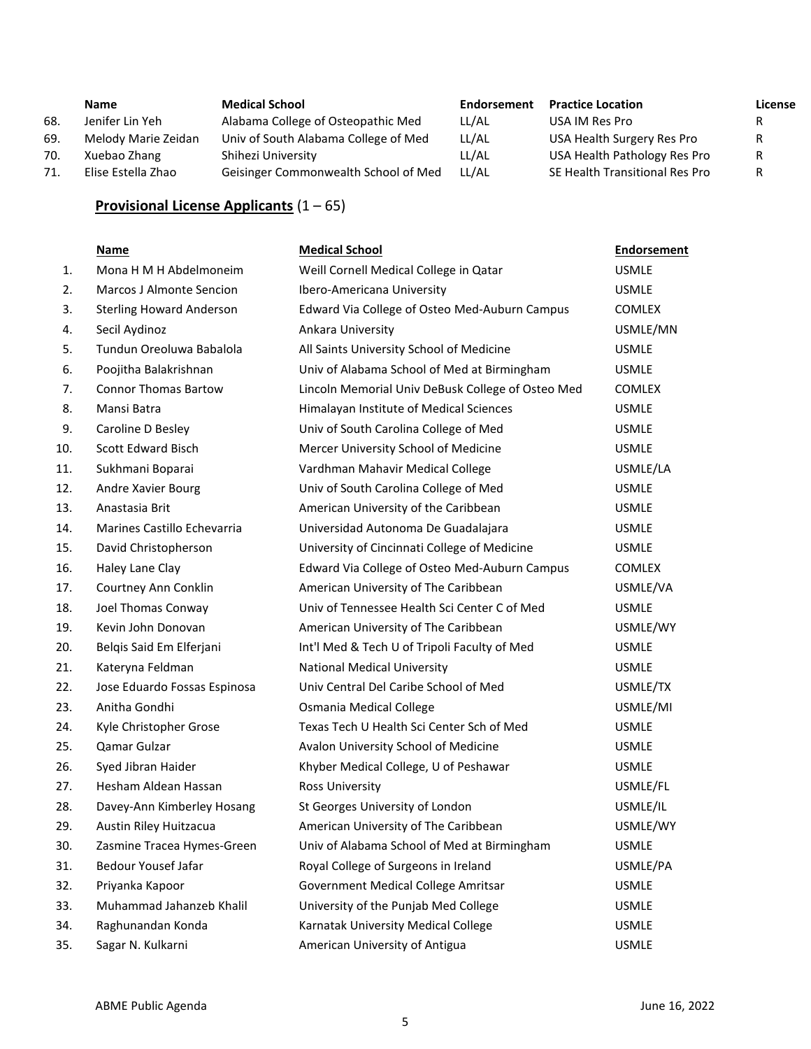| | Name | Medical School | Endorsement | Practice Location | License |
|---|---|---|---|---|---|
| 68. | Jenifer Lin Yeh | Alabama College of Osteopathic Med | LL/AL | USA IM Res Pro | R |
| 69. | Melody Marie Zeidan | Univ of South Alabama College of Med | LL/AL | USA Health Surgery Res Pro | R |
| 70. | Xuebao Zhang | Shihezi University | LL/AL | USA Health Pathology Res Pro | R |
| 71. | Elise Estella Zhao | Geisinger Commonwealth School of Med | LL/AL | SE Health Transitional Res Pro | R |

**Provisional License Applicants** (1 – 65)

| | Name | Medical School | Endorsement |
|---|---|---|---|
| 1. | Mona H M H Abdelmoneim | Weill Cornell Medical College in Qatar | USMLE |
| 2. | Marcos J Almonte Sencion | Ibero-Americana University | USMLE |
| 3. | Sterling Howard Anderson | Edward Via College of Osteo Med-Auburn Campus | COMLEX |
| 4. | Secil Aydinoz | Ankara University | USMLE/MN |
| 5. | Tundun Oreoluwa Babalola | All Saints University School of Medicine | USMLE |
| 6. | Poojitha Balakrishnan | Univ of Alabama School of Med at Birmingham | USMLE |
| 7. | Connor Thomas Bartow | Lincoln Memorial Univ DeBusk College of Osteo Med | COMLEX |
| 8. | Mansi Batra | Himalayan Institute of Medical Sciences | USMLE |
| 9. | Caroline D Besley | Univ of South Carolina College of Med | USMLE |
| 10. | Scott Edward Bisch | Mercer University School of Medicine | USMLE |
| 11. | Sukhmani Boparai | Vardhman Mahavir Medical College | USMLE/LA |
| 12. | Andre Xavier Bourg | Univ of South Carolina College of Med | USMLE |
| 13. | Anastasia Brit | American University of the Caribbean | USMLE |
| 14. | Marines Castillo Echevarria | Universidad Autonoma De Guadalajara | USMLE |
| 15. | David Christopherson | University of Cincinnati College of Medicine | USMLE |
| 16. | Haley Lane Clay | Edward Via College of Osteo Med-Auburn Campus | COMLEX |
| 17. | Courtney Ann Conklin | American University of The Caribbean | USMLE/VA |
| 18. | Joel Thomas Conway | Univ of Tennessee Health Sci Center C of Med | USMLE |
| 19. | Kevin John Donovan | American University of The Caribbean | USMLE/WY |
| 20. | Belqis Said Em Elferjani | Int'l Med & Tech U of Tripoli Faculty of Med | USMLE |
| 21. | Kateryna Feldman | National Medical University | USMLE |
| 22. | Jose Eduardo Fossas Espinosa | Univ Central Del Caribe School of Med | USMLE/TX |
| 23. | Anitha Gondhi | Osmania Medical College | USMLE/MI |
| 24. | Kyle Christopher Grose | Texas Tech U Health Sci Center Sch of Med | USMLE |
| 25. | Qamar Gulzar | Avalon University School of Medicine | USMLE |
| 26. | Syed Jibran Haider | Khyber Medical College, U of Peshawar | USMLE |
| 27. | Hesham Aldean Hassan | Ross University | USMLE/FL |
| 28. | Davey-Ann Kimberley Hosang | St Georges University of London | USMLE/IL |
| 29. | Austin Riley Huitzacua | American University of The Caribbean | USMLE/WY |
| 30. | Zasmine Tracea Hymes-Green | Univ of Alabama School of Med at Birmingham | USMLE |
| 31. | Bedour Yousef Jafar | Royal College of Surgeons in Ireland | USMLE/PA |
| 32. | Priyanka Kapoor | Government Medical College Amritsar | USMLE |
| 33. | Muhammad Jahanzeb Khalil | University of the Punjab Med College | USMLE |
| 34. | Raghunandan Konda | Karnatak University Medical College | USMLE |
| 35. | Sagar N. Kulkarni | American University of Antigua | USMLE |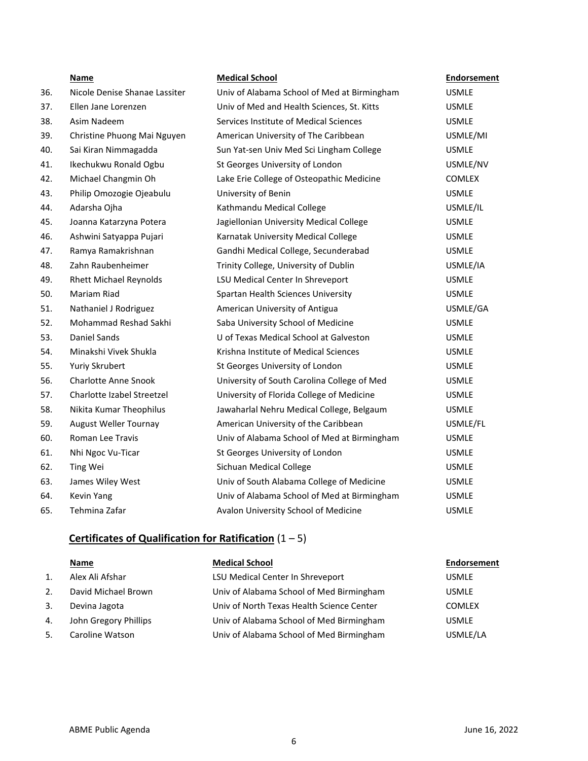| | Name | Medical School | Endorsement |
|---|---|---|---|
| 36. | Nicole Denise Shanae Lassiter | Univ of Alabama School of Med at Birmingham | USMLE |
| 37. | Ellen Jane Lorenzen | Univ of Med and Health Sciences, St. Kitts | USMLE |
| 38. | Asim Nadeem | Services Institute of Medical Sciences | USMLE |
| 39. | Christine Phuong Mai Nguyen | American University of The Caribbean | USMLE/MI |
| 40. | Sai Kiran Nimmagadda | Sun Yat-sen Univ Med Sci Lingham College | USMLE |
| 41. | Ikechukwu Ronald Ogbu | St Georges University of London | USMLE/NV |
| 42. | Michael Changmin Oh | Lake Erie College of Osteopathic Medicine | COMLEX |
| 43. | Philip Omozogie Ojeabulu | University of Benin | USMLE |
| 44. | Adarsha Ojha | Kathmandu Medical College | USMLE/IL |
| 45. | Joanna Katarzyna Potera | Jagiellonian University Medical College | USMLE |
| 46. | Ashwini Satyappa Pujari | Karnatak University Medical College | USMLE |
| 47. | Ramya Ramakrishnan | Gandhi Medical College, Secunderabad | USMLE |
| 48. | Zahn Raubenheimer | Trinity College, University of Dublin | USMLE/IA |
| 49. | Rhett Michael Reynolds | LSU Medical Center In Shreveport | USMLE |
| 50. | Mariam Riad | Spartan Health Sciences University | USMLE |
| 51. | Nathaniel J Rodriguez | American University of Antigua | USMLE/GA |
| 52. | Mohammad Reshad Sakhi | Saba University School of Medicine | USMLE |
| 53. | Daniel Sands | U of Texas Medical School at Galveston | USMLE |
| 54. | Minakshi Vivek Shukla | Krishna Institute of Medical Sciences | USMLE |
| 55. | Yuriy Skrubert | St Georges University of London | USMLE |
| 56. | Charlotte Anne Snook | University of South Carolina College of Med | USMLE |
| 57. | Charlotte Izabel Streetzel | University of Florida College of Medicine | USMLE |
| 58. | Nikita Kumar Theophilus | Jawaharlal Nehru Medical College, Belgaum | USMLE |
| 59. | August Weller Tournay | American University of the Caribbean | USMLE/FL |
| 60. | Roman Lee Travis | Univ of Alabama School of Med at Birmingham | USMLE |
| 61. | Nhi Ngoc Vu-Ticar | St Georges University of London | USMLE |
| 62. | Ting Wei | Sichuan Medical College | USMLE |
| 63. | James Wiley West | Univ of South Alabama College of Medicine | USMLE |
| 64. | Kevin Yang | Univ of Alabama School of Med at Birmingham | USMLE |
| 65. | Tehmina Zafar | Avalon University School of Medicine | USMLE |

### **Certificates of Qualification for Ratification** (1 – 5)

| | Name | Medical School | Endorsement |
|---|---|---|---|
| 1. | Alex Ali Afshar | LSU Medical Center In Shreveport | USMLE |
| 2. | David Michael Brown | Univ of Alabama School of Med Birmingham | USMLE |
| 3. | Devina Jagota | Univ of North Texas Health Science Center | COMLEX |
| 4. | John Gregory Phillips | Univ of Alabama School of Med Birmingham | USMLE |
| 5. | Caroline Watson | Univ of Alabama School of Med Birmingham | USMLE/LA |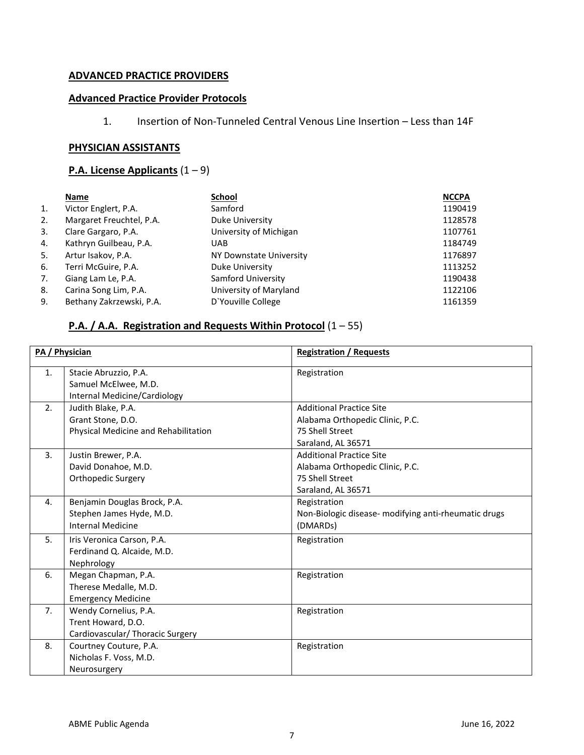**ADVANCED PRACTICE PROVIDERS**

**Advanced Practice Provider Protocols**

1. Insertion of Non-Tunneled Central Venous Line Insertion – Less than 14F

**PHYSICIAN ASSISTANTS**

**P.A. License Applicants** (1 – 9)

| | Name | School | NCCPA |
|---|---|---|---|
| 1. | Victor Englert, P.A. | Samford | 1190419 |
| 2. | Margaret Freuchtel, P.A. | Duke University | 1128578 |
| 3. | Clare Gargaro, P.A. | University of Michigan | 1107761 |
| 4. | Kathryn Guilbeau, P.A. | UAB | 1184749 |
| 5. | Artur Isakov, P.A. | NY Downstate University | 1176897 |
| 6. | Terri McGuire, P.A. | Duke University | 1113252 |
| 7. | Giang Lam Le, P.A. | Samford University | 1190438 |
| 8. | Carina Song Lim, P.A. | University of Maryland | 1122106 |
| 9. | Bethany Zakrzewski, P.A. | D`Youville College | 1161359 |

**P.A. / A.A. Registration and Requests Within Protocol** (1 – 55)

| PA / Physician | | Registration / Requests |
|---|---|---|
| 1. | Stacie Abruzzio, P.A.<br>Samuel McElwee, M.D.<br>Internal Medicine/Cardiology | Registration |
| 2. | Judith Blake, P.A.<br>Grant Stone, D.O.<br>Physical Medicine and Rehabilitation | Additional Practice Site<br>Alabama Orthopedic Clinic, P.C.<br>75 Shell Street<br>Saraland, AL 36571 |
| 3. | Justin Brewer, P.A.<br>David Donahoe, M.D.<br>Orthopedic Surgery | Additional Practice Site<br>Alabama Orthopedic Clinic, P.C.<br>75 Shell Street<br>Saraland, AL 36571 |
| 4. | Benjamin Douglas Brock, P.A.<br>Stephen James Hyde, M.D.<br>Internal Medicine | Registration<br>Non-Biologic disease- modifying anti-rheumatic drugs (DMARDs) |
| 5. | Iris Veronica Carson, P.A.<br>Ferdinand Q. Alcaide, M.D.<br>Nephrology | Registration |
| 6. | Megan Chapman, P.A.<br>Therese Medalle, M.D.<br>Emergency Medicine | Registration |
| 7. | Wendy Cornelius, P.A.<br>Trent Howard, D.O.<br>Cardiovascular/ Thoracic Surgery | Registration |
| 8. | Courtney Couture, P.A.<br>Nicholas F. Voss, M.D.<br>Neurosurgery | Registration |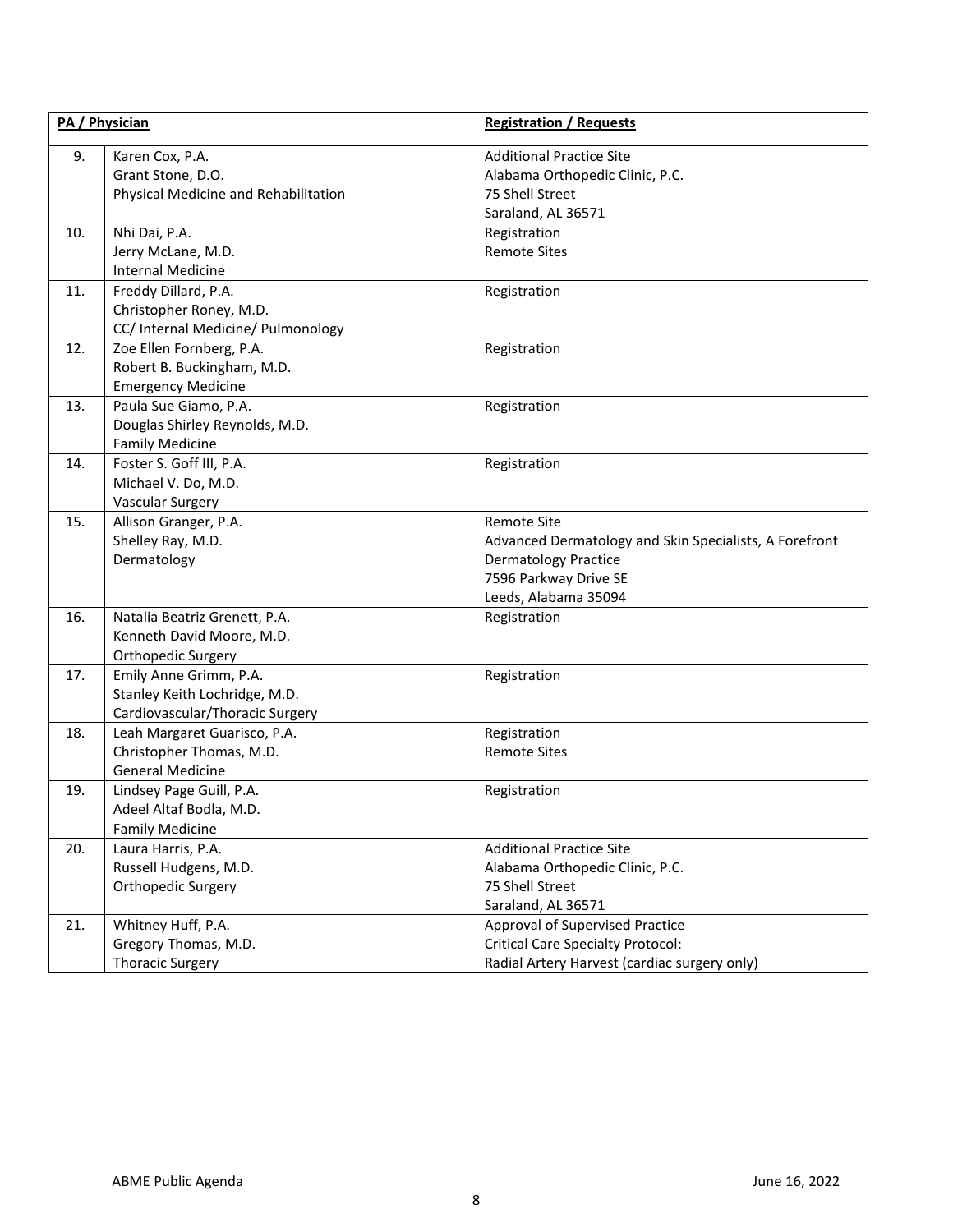| | PA / Physician | Registration / Requests |
|---|---|---|
| 9. | Karen Cox, P.A.<br>Grant Stone, D.O.<br>Physical Medicine and Rehabilitation | Additional Practice Site<br>Alabama Orthopedic Clinic, P.C.<br>75 Shell Street<br>Saraland, AL 36571 |
| 10. | Nhi Dai, P.A.<br>Jerry McLane, M.D.<br>Internal Medicine | Registration<br>Remote Sites |
| 11. | Freddy Dillard, P.A.<br>Christopher Roney, M.D.<br>CC/ Internal Medicine/ Pulmonology | Registration |
| 12. | Zoe Ellen Fornberg, P.A.<br>Robert B. Buckingham, M.D.<br>Emergency Medicine | Registration |
| 13. | Paula Sue Giamo, P.A.<br>Douglas Shirley Reynolds, M.D.<br>Family Medicine | Registration |
| 14. | Foster S. Goff III, P.A.<br>Michael V. Do, M.D.<br>Vascular Surgery | Registration |
| 15. | Allison Granger, P.A.<br>Shelley Ray, M.D.<br>Dermatology | Remote Site<br>Advanced Dermatology and Skin Specialists, A Forefront Dermatology Practice<br>7596 Parkway Drive SE<br>Leeds, Alabama 35094 |
| 16. | Natalia Beatriz Grenett, P.A.<br>Kenneth David Moore, M.D.<br>Orthopedic Surgery | Registration |
| 17. | Emily Anne Grimm, P.A.<br>Stanley Keith Lochridge, M.D.<br>Cardiovascular/Thoracic Surgery | Registration |
| 18. | Leah Margaret Guarisco, P.A.<br>Christopher Thomas, M.D.<br>General Medicine | Registration<br>Remote Sites |
| 19. | Lindsey Page Guill, P.A.<br>Adeel Altaf Bodla, M.D.<br>Family Medicine | Registration |
| 20. | Laura Harris, P.A.<br>Russell Hudgens, M.D.<br>Orthopedic Surgery | Additional Practice Site<br>Alabama Orthopedic Clinic, P.C.<br>75 Shell Street<br>Saraland, AL 36571 |
| 21. | Whitney Huff, P.A.<br>Gregory Thomas, M.D.<br>Thoracic Surgery | Approval of Supervised Practice<br>Critical Care Specialty Protocol:<br>Radial Artery Harvest (cardiac surgery only) |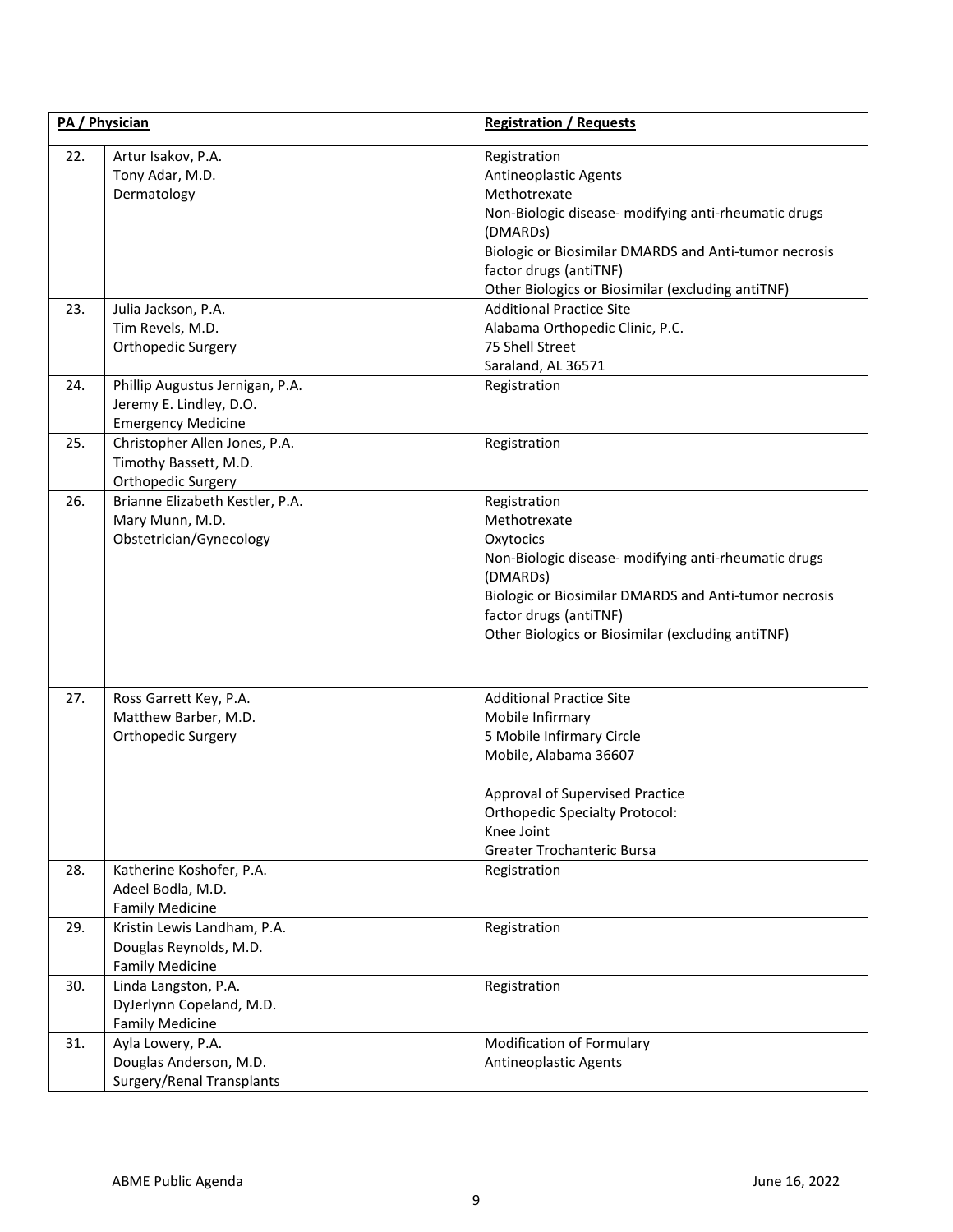| PA / Physician | | Registration / Requests |
|---|---|---|
| 22. | Artur Isakov, P.A.<br>Tony Adar, M.D.<br>Dermatology | Registration<br>Antineoplastic Agents<br>Methotrexate<br>Non-Biologic disease- modifying anti-rheumatic drugs (DMARDs)<br>Biologic or Biosimilar DMARDS and Anti-tumor necrosis factor drugs (antiTNF)<br>Other Biologics or Biosimilar (excluding antiTNF) |
| 23. | Julia Jackson, P.A.<br>Tim Revels, M.D.<br>Orthopedic Surgery | Additional Practice Site<br>Alabama Orthopedic Clinic, P.C.<br>75 Shell Street<br>Saraland, AL 36571 |
| 24. | Phillip Augustus Jernigan, P.A.<br>Jeremy E. Lindley, D.O.<br>Emergency Medicine | Registration |
| 25. | Christopher Allen Jones, P.A.<br>Timothy Bassett, M.D.<br>Orthopedic Surgery | Registration |
| 26. | Brianne Elizabeth Kestler, P.A.<br>Mary Munn, M.D.<br>Obstetrician/Gynecology | Registration<br>Methotrexate<br>Oxytocics<br>Non-Biologic disease- modifying anti-rheumatic drugs (DMARDs)<br>Biologic or Biosimilar DMARDS and Anti-tumor necrosis factor drugs (antiTNF)<br>Other Biologics or Biosimilar (excluding antiTNF) |
| 27. | Ross Garrett Key, P.A.<br>Matthew Barber, M.D.<br>Orthopedic Surgery | Additional Practice Site<br>Mobile Infirmary<br>5 Mobile Infirmary Circle<br>Mobile, Alabama 36607<br><br>Approval of Supervised Practice<br>Orthopedic Specialty Protocol:<br>Knee Joint<br>Greater Trochanteric Bursa |
| 28. | Katherine Koshofer, P.A.<br>Adeel Bodla, M.D.<br>Family Medicine | Registration |
| 29. | Kristin Lewis Landham, P.A.<br>Douglas Reynolds, M.D.<br>Family Medicine | Registration |
| 30. | Linda Langston, P.A.<br>DyJerlynn Copeland, M.D.<br>Family Medicine | Registration |
| 31. | Ayla Lowery, P.A.<br>Douglas Anderson, M.D.<br>Surgery/Renal Transplants | Modification of Formulary<br>Antineoplastic Agents |

ABME Public Agenda June 16, 2022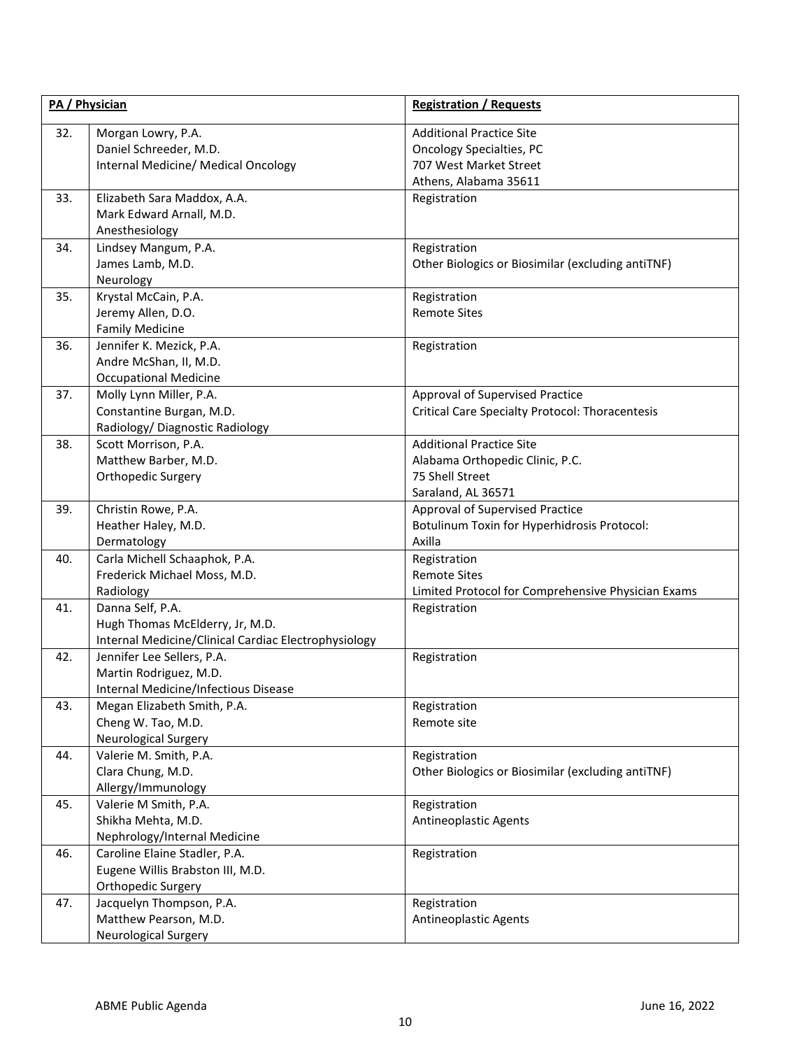| | PA / Physician | Registration / Requests |
|---|---|---|
| 32. | Morgan Lowry, P.A.<br>Daniel Schreeder, M.D.<br>Internal Medicine/ Medical Oncology | Additional Practice Site<br>Oncology Specialties, PC<br>707 West Market Street<br>Athens, Alabama 35611 |
| 33. | Elizabeth Sara Maddox, A.A.<br>Mark Edward Arnall, M.D.<br>Anesthesiology | Registration |
| 34. | Lindsey Mangum, P.A.<br>James Lamb, M.D.<br>Neurology | Registration<br>Other Biologics or Biosimilar (excluding antiTNF) |
| 35. | Krystal McCain, P.A.<br>Jeremy Allen, D.O.<br>Family Medicine | Registration<br>Remote Sites |
| 36. | Jennifer K. Mezick, P.A.<br>Andre McShan, II, M.D.<br>Occupational Medicine | Registration |
| 37. | Molly Lynn Miller, P.A.<br>Constantine Burgan, M.D.<br>Radiology/ Diagnostic Radiology | Approval of Supervised Practice<br>Critical Care Specialty Protocol: Thoracentesis |
| 38. | Scott Morrison, P.A.<br>Matthew Barber, M.D.<br>Orthopedic Surgery | Additional Practice Site<br>Alabama Orthopedic Clinic, P.C.<br>75 Shell Street<br>Saraland, AL 36571 |
| 39. | Christin Rowe, P.A.<br>Heather Haley, M.D.<br>Dermatology | Approval of Supervised Practice<br>Botulinum Toxin for Hyperhidrosis Protocol:<br>Axilla |
| 40. | Carla Michell Schaaphok, P.A.<br>Frederick Michael Moss, M.D.<br>Radiology | Registration<br>Remote Sites<br>Limited Protocol for Comprehensive Physician Exams |
| 41. | Danna Self, P.A.<br>Hugh Thomas McElderry, Jr, M.D.<br>Internal Medicine/Clinical Cardiac Electrophysiology | Registration |
| 42. | Jennifer Lee Sellers, P.A.<br>Martin Rodriguez, M.D.<br>Internal Medicine/Infectious Disease | Registration |
| 43. | Megan Elizabeth Smith, P.A.<br>Cheng W. Tao, M.D.<br>Neurological Surgery | Registration<br>Remote site |
| 44. | Valerie M. Smith, P.A.<br>Clara Chung, M.D.<br>Allergy/Immunology | Registration<br>Other Biologics or Biosimilar (excluding antiTNF) |
| 45. | Valerie M Smith, P.A.<br>Shikha Mehta, M.D.<br>Nephrology/Internal Medicine | Registration<br>Antineoplastic Agents |
| 46. | Caroline Elaine Stadler, P.A.<br>Eugene Willis Brabston III, M.D.<br>Orthopedic Surgery | Registration |
| 47. | Jacquelyn Thompson, P.A.<br>Matthew Pearson, M.D.<br>Neurological Surgery | Registration<br>Antineoplastic Agents |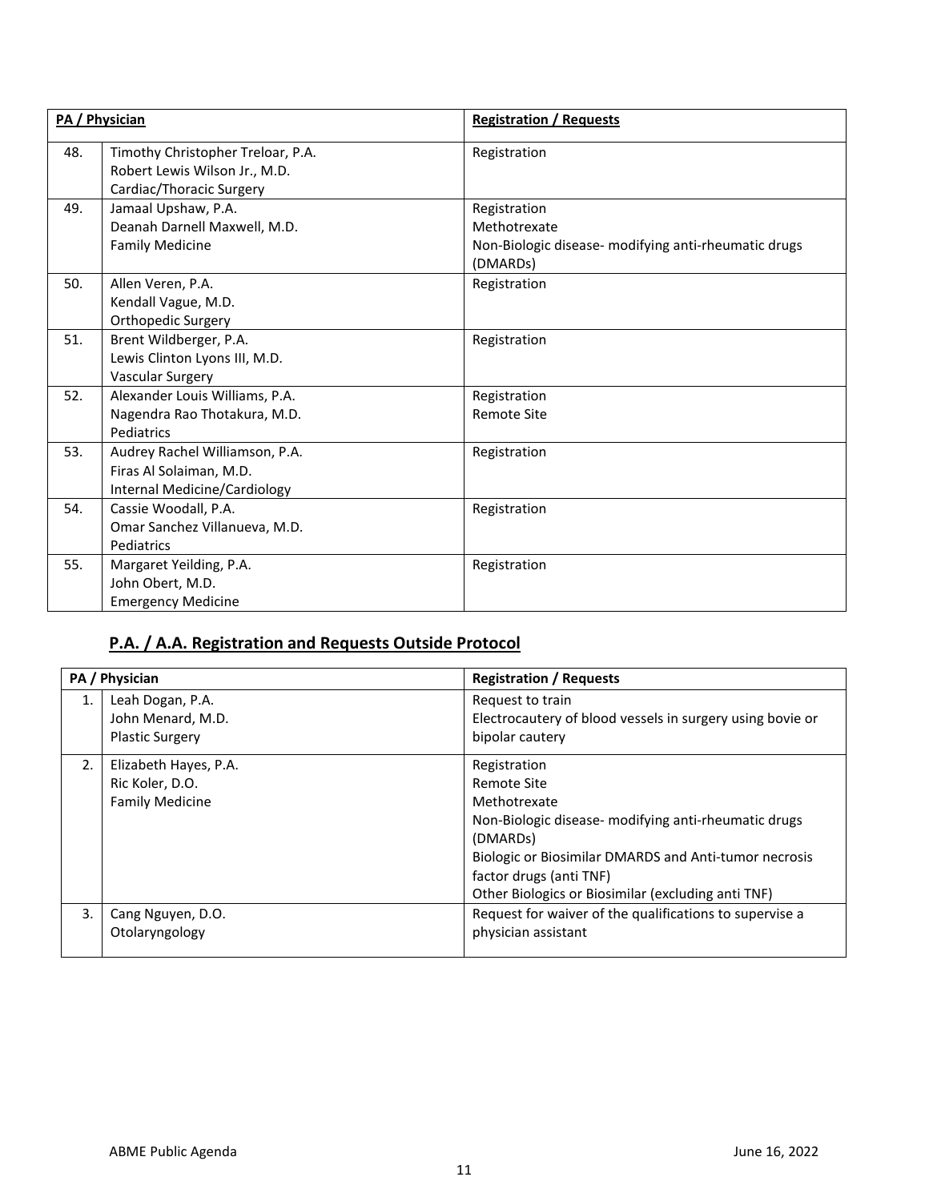| PA / Physician | | Registration / Requests |
|---|---|---|
| 48. | Timothy Christopher Treloar, P.A.<br>Robert Lewis Wilson Jr., M.D.<br>Cardiac/Thoracic Surgery | Registration |
| 49. | Jamaal Upshaw, P.A.<br>Deanah Darnell Maxwell, M.D.<br>Family Medicine | Registration<br>Methotrexate<br>Non-Biologic disease- modifying anti-rheumatic drugs (DMARDs) |
| 50. | Allen Veren, P.A.<br>Kendall Vague, M.D.<br>Orthopedic Surgery | Registration |
| 51. | Brent Wildberger, P.A.<br>Lewis Clinton Lyons III, M.D.<br>Vascular Surgery | Registration |
| 52. | Alexander Louis Williams, P.A.<br>Nagendra Rao Thotakura, M.D.<br>Pediatrics | Registration<br>Remote Site |
| 53. | Audrey Rachel Williamson, P.A.<br>Firas Al Solaiman, M.D.<br>Internal Medicine/Cardiology | Registration |
| 54. | Cassie Woodall, P.A.<br>Omar Sanchez Villanueva, M.D.<br>Pediatrics | Registration |
| 55. | Margaret Yeilding, P.A.<br>John Obert, M.D.<br>Emergency Medicine | Registration |

## P.A. / A.A. Registration and Requests Outside Protocol

| PA / Physician | | Registration / Requests |
|---|---|---|
| 1. | Leah Dogan, P.A.<br>John Menard, M.D.<br>Plastic Surgery | Request to train<br>Electrocautery of blood vessels in surgery using bovie or bipolar cautery |
| 2. | Elizabeth Hayes, P.A.<br>Ric Koler, D.O.<br>Family Medicine | Registration<br>Remote Site<br>Methotrexate<br>Non-Biologic disease- modifying anti-rheumatic drugs (DMARDs)<br>Biologic or Biosimilar DMARDS and Anti-tumor necrosis factor drugs (anti TNF)<br>Other Biologics or Biosimilar (excluding anti TNF) |
| 3. | Cang Nguyen, D.O.<br>Otolaryngology | Request for waiver of the qualifications to supervise a physician assistant |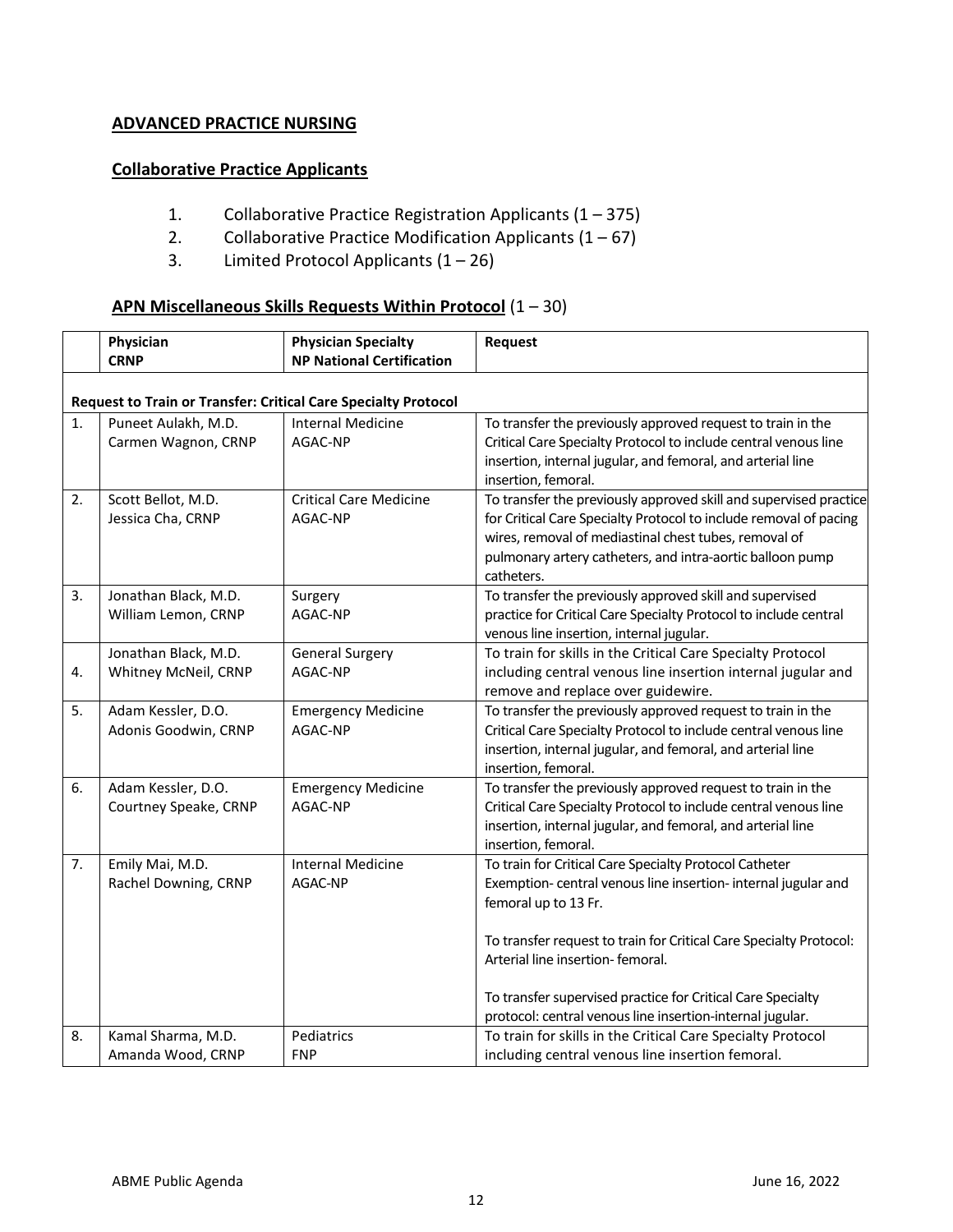**ADVANCED PRACTICE NURSING**

**Collaborative Practice Applicants**

1. Collaborative Practice Registration Applicants (1 – 375)
2. Collaborative Practice Modification Applicants (1 – 67)
3. Limited Protocol Applicants (1 – 26)

**APN Miscellaneous Skills Requests Within Protocol** (1 – 30)

| | Physician<br>CRNP | Physician Specialty<br>NP National Certification | Request |
|---|---|---|---|
| **Request to Train or Transfer: Critical Care Specialty Protocol** | | | |
| 1. | Puneet Aulakh, M.D.<br>Carmen Wagnon, CRNP | Internal Medicine<br>AGAC-NP | To transfer the previously approved request to train in the Critical Care Specialty Protocol to include central venous line insertion, internal jugular, and femoral, and arterial line insertion, femoral. |
| 2. | Scott Bellot, M.D.<br>Jessica Cha, CRNP | Critical Care Medicine<br>AGAC-NP | To transfer the previously approved skill and supervised practice for Critical Care Specialty Protocol to include removal of pacing wires, removal of mediastinal chest tubes, removal of pulmonary artery catheters, and intra-aortic balloon pump catheters. |
| 3. | Jonathan Black, M.D.<br>William Lemon, CRNP | Surgery<br>AGAC-NP | To transfer the previously approved skill and supervised practice for Critical Care Specialty Protocol to include central venous line insertion, internal jugular. |
| 4. | Jonathan Black, M.D.<br>Whitney McNeil, CRNP | General Surgery<br>AGAC-NP | To train for skills in the Critical Care Specialty Protocol including central venous line insertion internal jugular and remove and replace over guidewire. |
| 5. | Adam Kessler, D.O.<br>Adonis Goodwin, CRNP | Emergency Medicine<br>AGAC-NP | To transfer the previously approved request to train in the Critical Care Specialty Protocol to include central venous line insertion, internal jugular, and femoral, and arterial line insertion, femoral. |
| 6. | Adam Kessler, D.O.<br>Courtney Speake, CRNP | Emergency Medicine<br>AGAC-NP | To transfer the previously approved request to train in the Critical Care Specialty Protocol to include central venous line insertion, internal jugular, and femoral, and arterial line insertion, femoral. |
| 7. | Emily Mai, M.D.<br>Rachel Downing, CRNP | Internal Medicine<br>AGAC-NP | To train for Critical Care Specialty Protocol Catheter Exemption- central venous line insertion- internal jugular and femoral up to 13 Fr.<br><br>To transfer request to train for Critical Care Specialty Protocol: Arterial line insertion- femoral.<br><br>To transfer supervised practice for Critical Care Specialty protocol: central venous line insertion-internal jugular. |
| 8. | Kamal Sharma, M.D.<br>Amanda Wood, CRNP | Pediatrics<br>FNP | To train for skills in the Critical Care Specialty Protocol including central venous line insertion femoral. |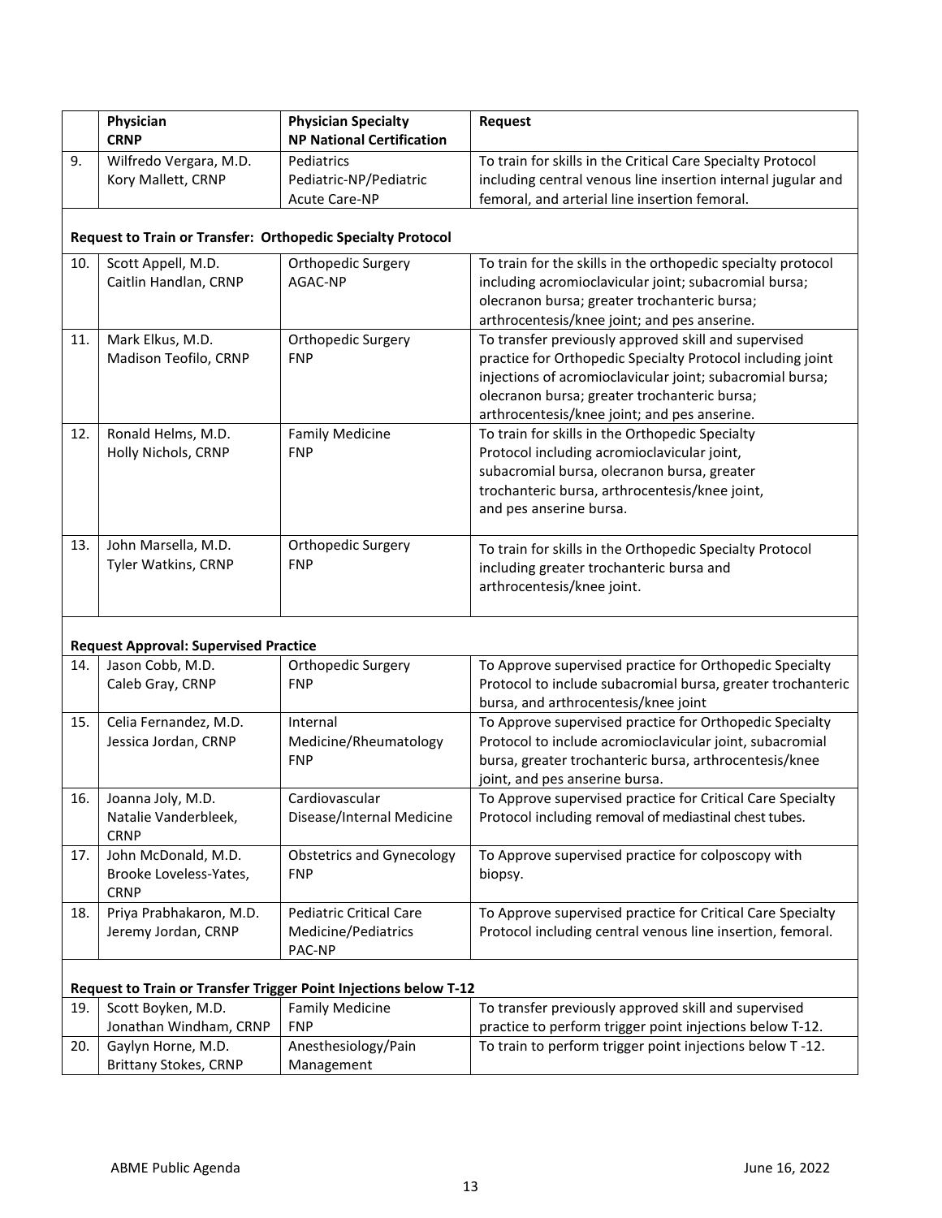| | Physician<br>CRNP | Physician Specialty<br>NP National Certification | Request |
|---|---|---|---|
| 9. | Wilfredo Vergara, M.D.<br>Kory Mallett, CRNP | Pediatrics<br>Pediatric-NP/Pediatric Acute Care-NP | To train for skills in the Critical Care Specialty Protocol including central venous line insertion internal jugular and femoral, and arterial line insertion femoral. |
| **Request to Train or Transfer: Orthopedic Specialty Protocol** | | | |
| 10. | Scott Appell, M.D.<br>Caitlin Handlan, CRNP | Orthopedic Surgery<br>AGAC-NP | To train for the skills in the orthopedic specialty protocol including acromioclavicular joint; subacromial bursa; olecranon bursa; greater trochanteric bursa; arthrocentesis/knee joint; and pes anserine. |
| 11. | Mark Elkus, M.D.<br>Madison Teofilo, CRNP | Orthopedic Surgery<br>FNP | To transfer previously approved skill and supervised practice for Orthopedic Specialty Protocol including joint injections of acromioclavicular joint; subacromial bursa; olecranon bursa; greater trochanteric bursa; arthrocentesis/knee joint; and pes anserine. |
| 12. | Ronald Helms, M.D.<br>Holly Nichols, CRNP | Family Medicine<br>FNP | To train for skills in the Orthopedic Specialty Protocol including acromioclavicular joint, subacromial bursa, olecranon bursa, greater trochanteric bursa, arthrocentesis/knee joint, and pes anserine bursa. |
| 13. | John Marsella, M.D.<br>Tyler Watkins, CRNP | Orthopedic Surgery<br>FNP | To train for skills in the Orthopedic Specialty Protocol including greater trochanteric bursa and arthrocentesis/knee joint. |
| **Request Approval: Supervised Practice** | | | |
| 14. | Jason Cobb, M.D.<br>Caleb Gray, CRNP | Orthopedic Surgery<br>FNP | To Approve supervised practice for Orthopedic Specialty Protocol to include subacromial bursa, greater trochanteric bursa, and arthrocentesis/knee joint |
| 15. | Celia Fernandez, M.D.<br>Jessica Jordan, CRNP | Internal Medicine/Rheumatology<br>FNP | To Approve supervised practice for Orthopedic Specialty Protocol to include acromioclavicular joint, subacromial bursa, greater trochanteric bursa, arthrocentesis/knee joint, and pes anserine bursa. |
| 16. | Joanna Joly, M.D.<br>Natalie Vanderbleek, CRNP | Cardiovascular Disease/Internal Medicine | To Approve supervised practice for Critical Care Specialty Protocol including removal of mediastinal chest tubes. |
| 17. | John McDonald, M.D.<br>Brooke Loveless-Yates, CRNP | Obstetrics and Gynecology<br>FNP | To Approve supervised practice for colposcopy with biopsy. |
| 18. | Priya Prabhakaron, M.D.<br>Jeremy Jordan, CRNP | Pediatric Critical Care Medicine/Pediatrics<br>PAC-NP | To Approve supervised practice for Critical Care Specialty Protocol including central venous line insertion, femoral. |
| **Request to Train or Transfer Trigger Point Injections below T-12** | | | |
| 19. | Scott Boyken, M.D.<br>Jonathan Windham, CRNP | Family Medicine<br>FNP | To transfer previously approved skill and supervised practice to perform trigger point injections below T-12. |
| 20. | Gaylyn Horne, M.D.<br>Brittany Stokes, CRNP | Anesthesiology/Pain Management | To train to perform trigger point injections below T -12. |

ABME Public Agenda June 16, 2022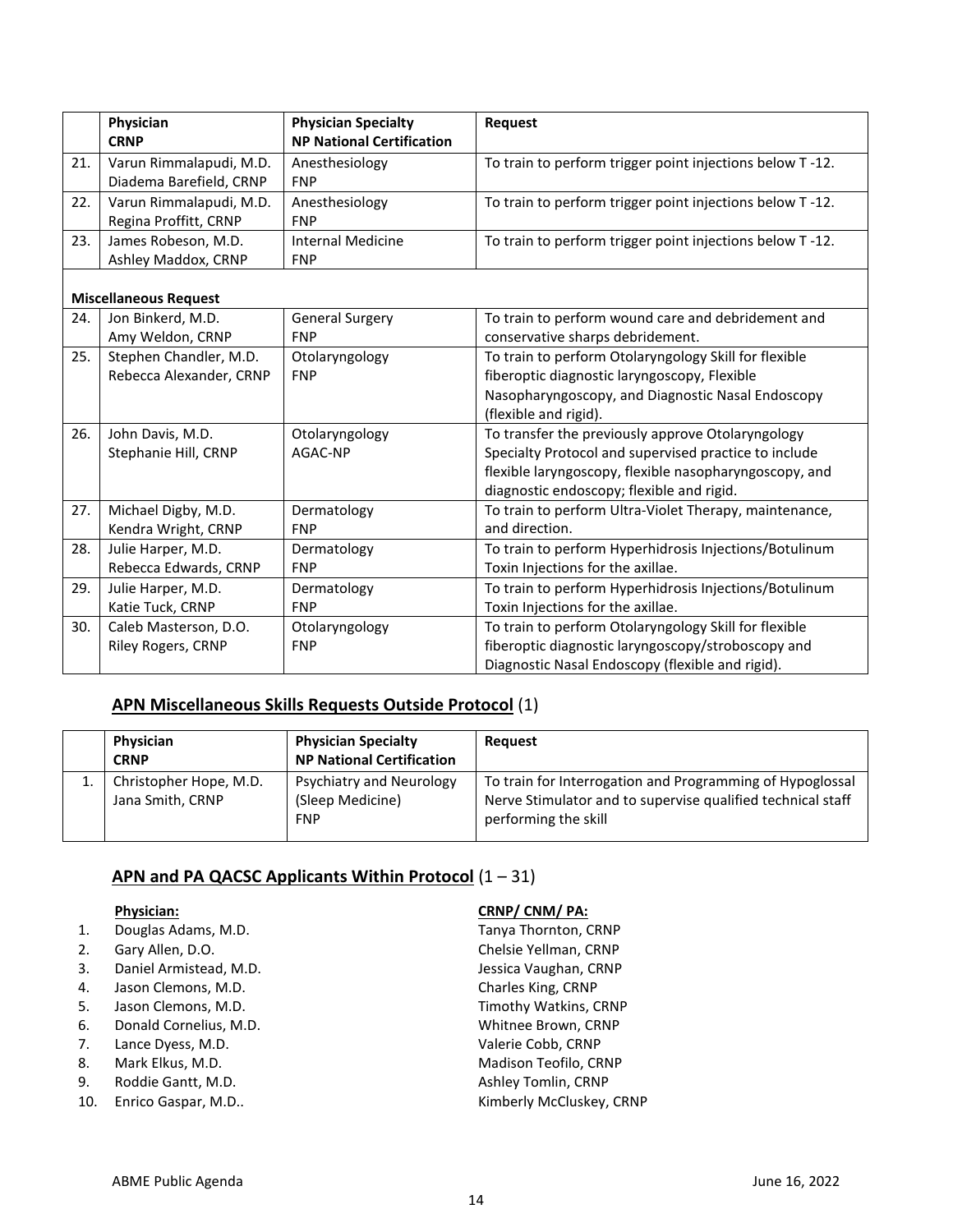| | Physician<br>CRNP | Physician Specialty<br>NP National Certification | Request |
|---|---|---|---|
| 21. | Varun Rimmalapudi, M.D.<br>Diadema Barefield, CRNP | Anesthesiology<br>FNP | To train to perform trigger point injections below T -12. |
| 22. | Varun Rimmalapudi, M.D.<br>Regina Proffitt, CRNP | Anesthesiology<br>FNP | To train to perform trigger point injections below T -12. |
| 23. | James Robeson, M.D.<br>Ashley Maddox, CRNP | Internal Medicine<br>FNP | To train to perform trigger point injections below T -12. |
| **Miscellaneous Request** | | | |
| 24. | Jon Binkerd, M.D.<br>Amy Weldon, CRNP | General Surgery<br>FNP | To train to perform wound care and debridement and conservative sharps debridement. |
| 25. | Stephen Chandler, M.D.<br>Rebecca Alexander, CRNP | Otolaryngology<br>FNP | To train to perform Otolaryngology Skill for flexible fiberoptic diagnostic laryngoscopy, Flexible Nasopharyngoscopy, and Diagnostic Nasal Endoscopy (flexible and rigid). |
| 26. | John Davis, M.D.<br>Stephanie Hill, CRNP | Otolaryngology<br>AGAC-NP | To transfer the previously approve Otolaryngology Specialty Protocol and supervised practice to include flexible laryngoscopy, flexible nasopharyngoscopy, and diagnostic endoscopy; flexible and rigid. |
| 27. | Michael Digby, M.D.<br>Kendra Wright, CRNP | Dermatology<br>FNP | To train to perform Ultra-Violet Therapy, maintenance, and direction. |
| 28. | Julie Harper, M.D.<br>Rebecca Edwards, CRNP | Dermatology<br>FNP | To train to perform Hyperhidrosis Injections/Botulinum Toxin Injections for the axillae. |
| 29. | Julie Harper, M.D.<br>Katie Tuck, CRNP | Dermatology<br>FNP | To train to perform Hyperhidrosis Injections/Botulinum Toxin Injections for the axillae. |
| 30. | Caleb Masterson, D.O.<br>Riley Rogers, CRNP | Otolaryngology<br>FNP | To train to perform Otolaryngology Skill for flexible fiberoptic diagnostic laryngoscopy/stroboscopy and Diagnostic Nasal Endoscopy (flexible and rigid). |

## APN Miscellaneous Skills Requests Outside Protocol (1)

| | Physician<br>CRNP | Physician Specialty<br>NP National Certification | Request |
|---|---|---|---|
| 1. | Christopher Hope, M.D.<br>Jana Smith, CRNP | Psychiatry and Neurology<br>(Sleep Medicine)<br>FNP | To train for Interrogation and Programming of Hypoglossal Nerve Stimulator and to supervise qualified technical staff performing the skill |

## APN and PA QACSC Applicants Within Protocol (1 – 31)

| | Physician: | CRNP/ CNM/ PA: |
|---|---|---|
| 1. | Douglas Adams, M.D. | Tanya Thornton, CRNP |
| 2. | Gary Allen, D.O. | Chelsie Yellman, CRNP |
| 3. | Daniel Armistead, M.D. | Jessica Vaughan, CRNP |
| 4. | Jason Clemons, M.D. | Charles King, CRNP |
| 5. | Jason Clemons, M.D. | Timothy Watkins, CRNP |
| 6. | Donald Cornelius, M.D. | Whitnee Brown, CRNP |
| 7. | Lance Dyess, M.D. | Valerie Cobb, CRNP |
| 8. | Mark Elkus, M.D. | Madison Teofilo, CRNP |
| 9. | Roddie Gantt, M.D. | Ashley Tomlin, CRNP |
| 10. | Enrico Gaspar, M.D.. | Kimberly McCluskey, CRNP |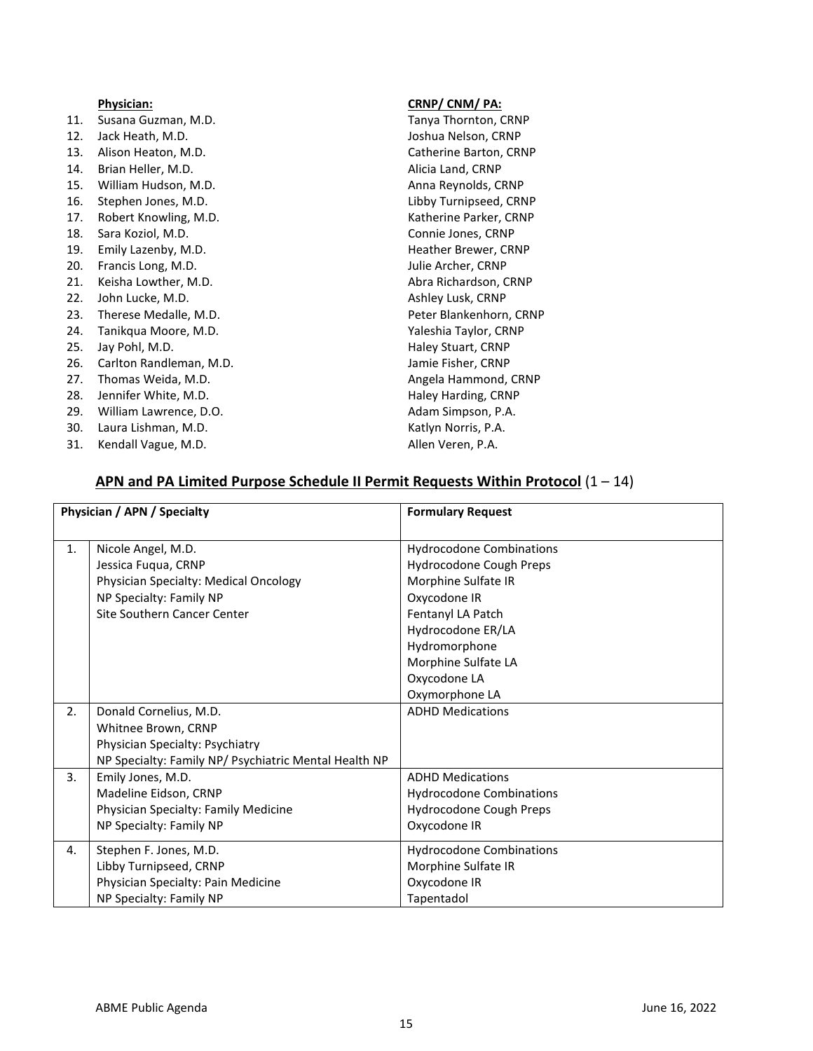| | Physician: | CRNP/ CNM/ PA: |
|---|---|---|
| 11. | Susana Guzman, M.D. | Tanya Thornton, CRNP |
| 12. | Jack Heath, M.D. | Joshua Nelson, CRNP |
| 13. | Alison Heaton, M.D. | Catherine Barton, CRNP |
| 14. | Brian Heller, M.D. | Alicia Land, CRNP |
| 15. | William Hudson, M.D. | Anna Reynolds, CRNP |
| 16. | Stephen Jones, M.D. | Libby Turnipseed, CRNP |
| 17. | Robert Knowling, M.D. | Katherine Parker, CRNP |
| 18. | Sara Koziol, M.D. | Connie Jones, CRNP |
| 19. | Emily Lazenby, M.D. | Heather Brewer, CRNP |
| 20. | Francis Long, M.D. | Julie Archer, CRNP |
| 21. | Keisha Lowther, M.D. | Abra Richardson, CRNP |
| 22. | John Lucke, M.D. | Ashley Lusk, CRNP |
| 23. | Therese Medalle, M.D. | Peter Blankenhorn, CRNP |
| 24. | Tanikqua Moore, M.D. | Yaleshia Taylor, CRNP |
| 25. | Jay Pohl, M.D. | Haley Stuart, CRNP |
| 26. | Carlton Randleman, M.D. | Jamie Fisher, CRNP |
| 27. | Thomas Weida, M.D. | Angela Hammond, CRNP |
| 28. | Jennifer White, M.D. | Haley Harding, CRNP |
| 29. | William Lawrence, D.O. | Adam Simpson, P.A. |
| 30. | Laura Lishman, M.D. | Katlyn Norris, P.A. |
| 31. | Kendall Vague, M.D. | Allen Veren, P.A. |

## **APN and PA Limited Purpose Schedule II Permit Requests Within Protocol** (1 – 14)

| | Physician / APN / Specialty | Formulary Request |
|---|---|---|
| 1. | Nicole Angel, M.D.<br>Jessica Fuqua, CRNP<br>Physician Specialty: Medical Oncology<br>NP Specialty: Family NP<br>Site Southern Cancer Center | Hydrocodone Combinations<br>Hydrocodone Cough Preps<br>Morphine Sulfate IR<br>Oxycodone IR<br>Fentanyl LA Patch<br>Hydrocodone ER/LA<br>Hydromorphone<br>Morphine Sulfate LA<br>Oxycodone LA<br>Oxymorphone LA |
| 2. | Donald Cornelius, M.D.<br>Whitnee Brown, CRNP<br>Physician Specialty: Psychiatry<br>NP Specialty: Family NP/ Psychiatric Mental Health NP | ADHD Medications |
| 3. | Emily Jones, M.D.<br>Madeline Eidson, CRNP<br>Physician Specialty: Family Medicine<br>NP Specialty: Family NP | ADHD Medications<br>Hydrocodone Combinations<br>Hydrocodone Cough Preps<br>Oxycodone IR |
| 4. | Stephen F. Jones, M.D.<br>Libby Turnipseed, CRNP<br>Physician Specialty: Pain Medicine<br>NP Specialty: Family NP | Hydrocodone Combinations<br>Morphine Sulfate IR<br>Oxycodone IR<br>Tapentadol |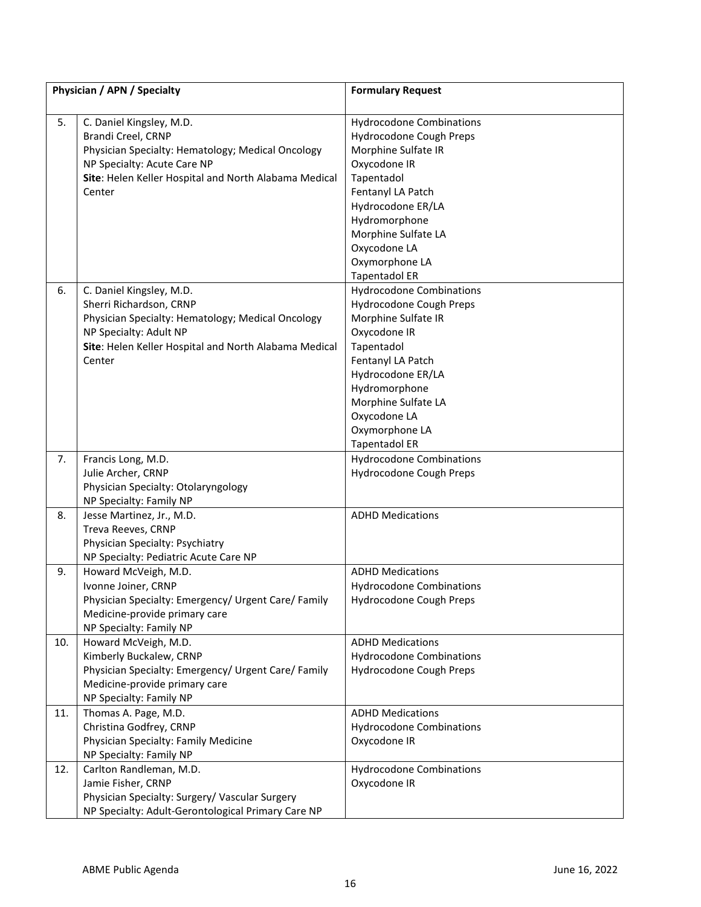| | Physician / APN / Specialty | Formulary Request |
|---|---|---|
| 5. | C. Daniel Kingsley, M.D.<br>Brandi Creel, CRNP<br>Physician Specialty: Hematology; Medical Oncology<br>NP Specialty: Acute Care NP<br>**Site**: Helen Keller Hospital and North Alabama Medical Center | Hydrocodone Combinations<br>Hydrocodone Cough Preps<br>Morphine Sulfate IR<br>Oxycodone IR<br>Tapentadol<br>Fentanyl LA Patch<br>Hydrocodone ER/LA<br>Hydromorphone<br>Morphine Sulfate LA<br>Oxycodone LA<br>Oxymorphone LA<br>Tapentadol ER |
| 6. | C. Daniel Kingsley, M.D.<br>Sherri Richardson, CRNP<br>Physician Specialty: Hematology; Medical Oncology<br>NP Specialty: Adult NP<br>**Site**: Helen Keller Hospital and North Alabama Medical Center | Hydrocodone Combinations<br>Hydrocodone Cough Preps<br>Morphine Sulfate IR<br>Oxycodone IR<br>Tapentadol<br>Fentanyl LA Patch<br>Hydrocodone ER/LA<br>Hydromorphone<br>Morphine Sulfate LA<br>Oxycodone LA<br>Oxymorphone LA<br>Tapentadol ER |
| 7. | Francis Long, M.D.<br>Julie Archer, CRNP<br>Physician Specialty: Otolaryngology<br>NP Specialty: Family NP | Hydrocodone Combinations<br>Hydrocodone Cough Preps |
| 8. | Jesse Martinez, Jr., M.D.<br>Treva Reeves, CRNP<br>Physician Specialty: Psychiatry<br>NP Specialty: Pediatric Acute Care NP | ADHD Medications |
| 9. | Howard McVeigh, M.D.<br>Ivonne Joiner, CRNP<br>Physician Specialty: Emergency/ Urgent Care/ Family Medicine-provide primary care<br>NP Specialty: Family NP | ADHD Medications<br>Hydrocodone Combinations<br>Hydrocodone Cough Preps |
| 10. | Howard McVeigh, M.D.<br>Kimberly Buckalew, CRNP<br>Physician Specialty: Emergency/ Urgent Care/ Family Medicine-provide primary care<br>NP Specialty: Family NP | ADHD Medications<br>Hydrocodone Combinations<br>Hydrocodone Cough Preps |
| 11. | Thomas A. Page, M.D.<br>Christina Godfrey, CRNP<br>Physician Specialty: Family Medicine<br>NP Specialty: Family NP | ADHD Medications<br>Hydrocodone Combinations<br>Oxycodone IR |
| 12. | Carlton Randleman, M.D.<br>Jamie Fisher, CRNP<br>Physician Specialty: Surgery/ Vascular Surgery<br>NP Specialty: Adult-Gerontological Primary Care NP | Hydrocodone Combinations<br>Oxycodone IR |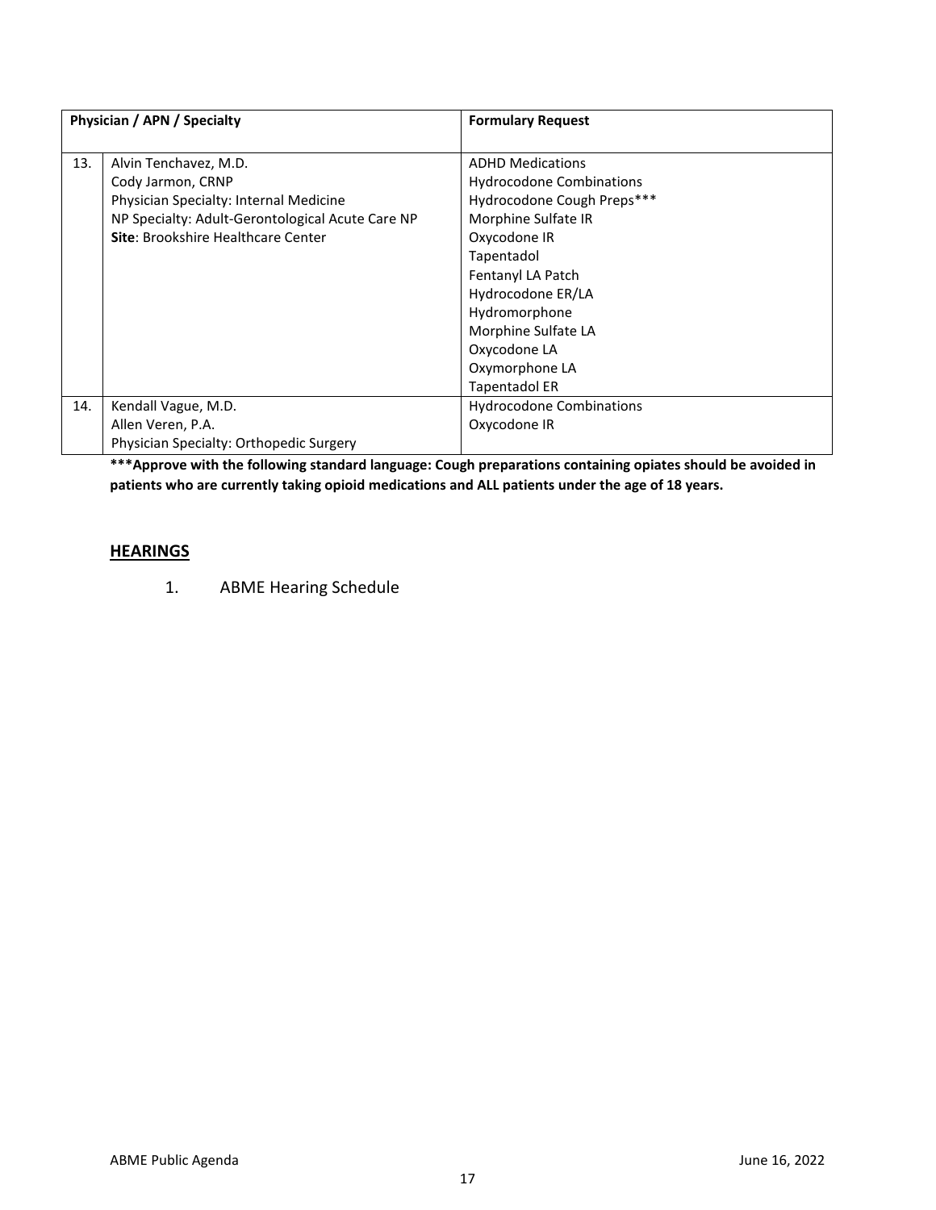| Physician / APN / Specialty | | Formulary Request |
|---|---|---|
| 13. | Alvin Tenchavez, M.D.<br>Cody Jarmon, CRNP<br>Physician Specialty: Internal Medicine<br>NP Specialty: Adult-Gerontological Acute Care NP<br>**Site**: Brookshire Healthcare Center | ADHD Medications<br>Hydrocodone Combinations<br>Hydrocodone Cough Preps***<br>Morphine Sulfate IR<br>Oxycodone IR<br>Tapentadol<br>Fentanyl LA Patch<br>Hydrocodone ER/LA<br>Hydromorphone<br>Morphine Sulfate LA<br>Oxycodone LA<br>Oxymorphone LA<br>Tapentadol ER |
| 14. | Kendall Vague, M.D.<br>Allen Veren, P.A.<br>Physician Specialty: Orthopedic Surgery | Hydrocodone Combinations<br>Oxycodone IR |

**\*\*\*Approve with the following standard language: Cough preparations containing opiates should be avoided in patients who are currently taking opioid medications and ALL patients under the age of 18 years.**

## HEARINGS

1. ABME Hearing Schedule